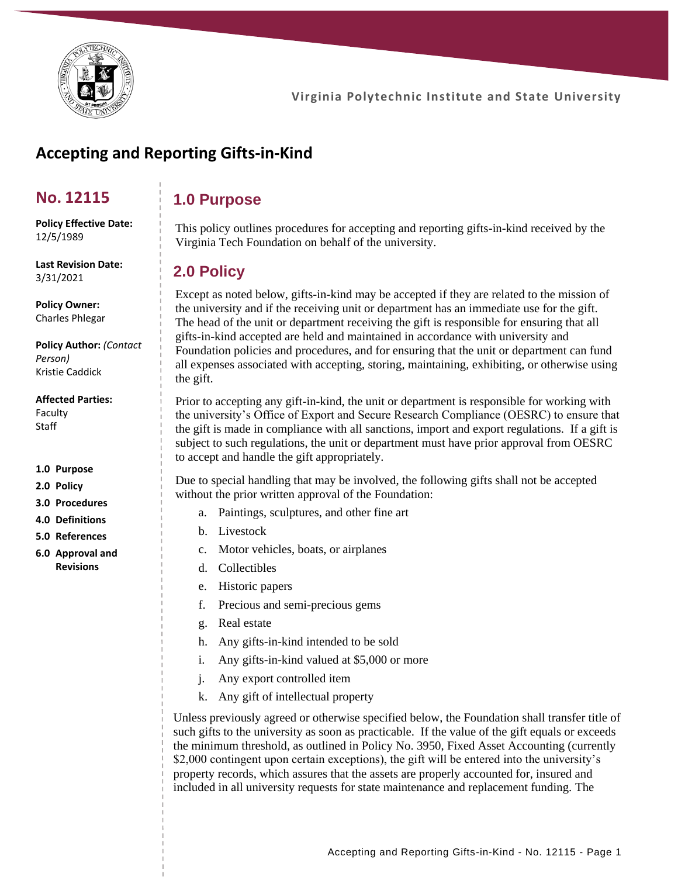Virginia Polytechnic Institute and State University

# Accepting and Reporting Gifts-in-Kind

## No. 12115

**Policy Effective Date:**
12/5/1989

**Last Revision Date:**
3/31/2021

**Policy Owner:**
Charles Phlegar

**Policy Author:** *(Contact Person)*
Kristie Caddick

**Affected Parties:**
Faculty
Staff

**1.0 Purpose**
**2.0 Policy**
**3.0 Procedures**
**4.0 Definitions**
**5.0 References**
**6.0 Approval and Revisions**

## 1.0 Purpose

This policy outlines procedures for accepting and reporting gifts-in-kind received by the Virginia Tech Foundation on behalf of the university.

## 2.0 Policy

Except as noted below, gifts-in-kind may be accepted if they are related to the mission of the university and if the receiving unit or department has an immediate use for the gift. The head of the unit or department receiving the gift is responsible for ensuring that all gifts-in-kind accepted are held and maintained in accordance with university and Foundation policies and procedures, and for ensuring that the unit or department can fund all expenses associated with accepting, storing, maintaining, exhibiting, or otherwise using the gift.

Prior to accepting any gift-in-kind, the unit or department is responsible for working with the university's Office of Export and Secure Research Compliance (OESRC) to ensure that the gift is made in compliance with all sanctions, import and export regulations. If a gift is subject to such regulations, the unit or department must have prior approval from OESRC to accept and handle the gift appropriately.

Due to special handling that may be involved, the following gifts shall not be accepted without the prior written approval of the Foundation:

a. Paintings, sculptures, and other fine art
b. Livestock
c. Motor vehicles, boats, or airplanes
d. Collectibles
e. Historic papers
f. Precious and semi-precious gems
g. Real estate
h. Any gifts-in-kind intended to be sold
i. Any gifts-in-kind valued at $5,000 or more
j. Any export controlled item
k. Any gift of intellectual property

Unless previously agreed or otherwise specified below, the Foundation shall transfer title of such gifts to the university as soon as practicable. If the value of the gift equals or exceeds the minimum threshold, as outlined in Policy No. 3950, Fixed Asset Accounting (currently $2,000 contingent upon certain exceptions), the gift will be entered into the university's property records, which assures that the assets are properly accounted for, insured and included in all university requests for state maintenance and replacement funding. The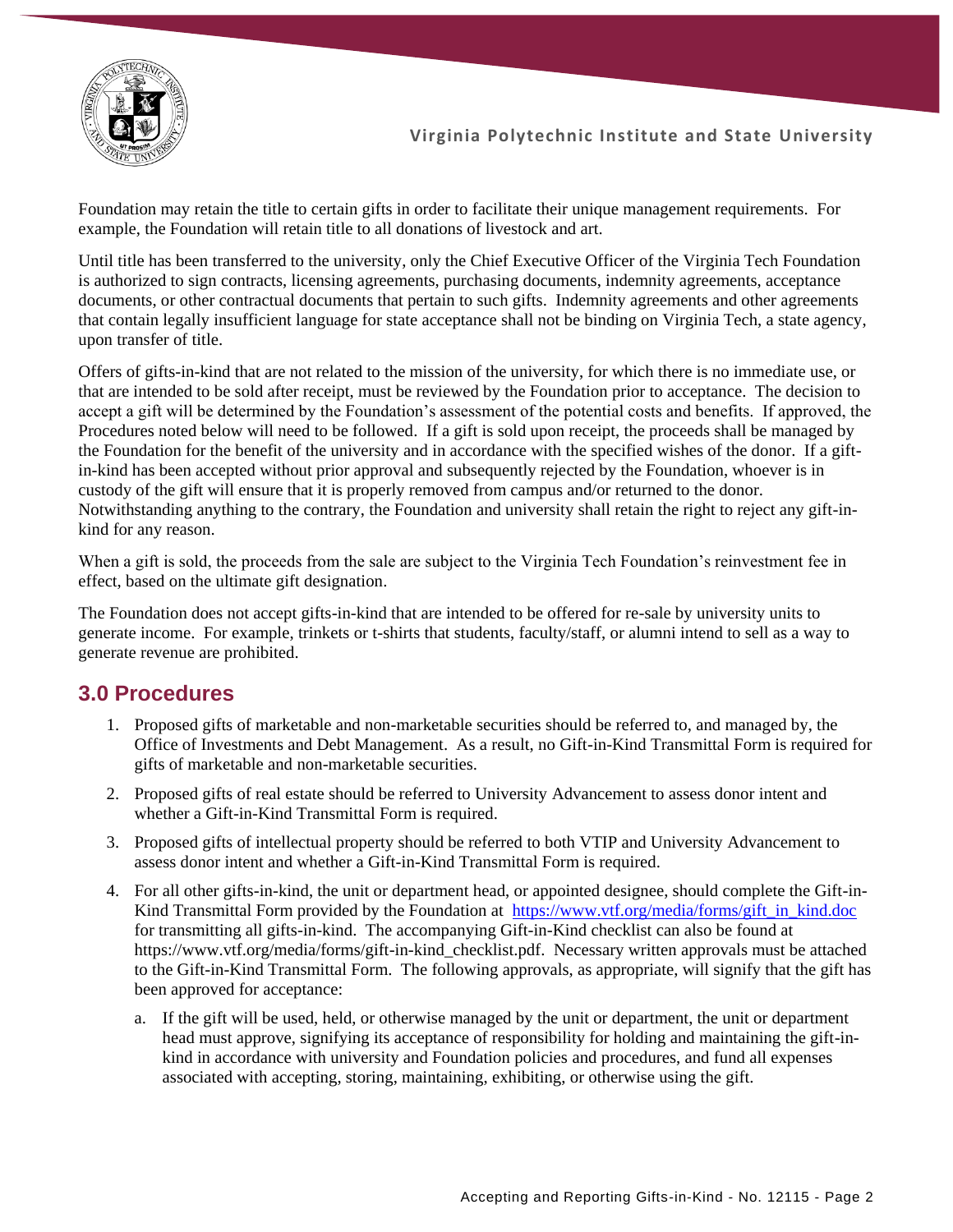Foundation may retain the title to certain gifts in order to facilitate their unique management requirements. For example, the Foundation will retain title to all donations of livestock and art.

Until title has been transferred to the university, only the Chief Executive Officer of the Virginia Tech Foundation is authorized to sign contracts, licensing agreements, purchasing documents, indemnity agreements, acceptance documents, or other contractual documents that pertain to such gifts. Indemnity agreements and other agreements that contain legally insufficient language for state acceptance shall not be binding on Virginia Tech, a state agency, upon transfer of title.

Offers of gifts-in-kind that are not related to the mission of the university, for which there is no immediate use, or that are intended to be sold after receipt, must be reviewed by the Foundation prior to acceptance. The decision to accept a gift will be determined by the Foundation's assessment of the potential costs and benefits. If approved, the Procedures noted below will need to be followed. If a gift is sold upon receipt, the proceeds shall be managed by the Foundation for the benefit of the university and in accordance with the specified wishes of the donor. If a gift-in-kind has been accepted without prior approval and subsequently rejected by the Foundation, whoever is in custody of the gift will ensure that it is properly removed from campus and/or returned to the donor. Notwithstanding anything to the contrary, the Foundation and university shall retain the right to reject any gift-in-kind for any reason.

When a gift is sold, the proceeds from the sale are subject to the Virginia Tech Foundation's reinvestment fee in effect, based on the ultimate gift designation.

The Foundation does not accept gifts-in-kind that are intended to be offered for re-sale by university units to generate income. For example, trinkets or t-shirts that students, faculty/staff, or alumni intend to sell as a way to generate revenue are prohibited.

## 3.0 Procedures

1. Proposed gifts of marketable and non-marketable securities should be referred to, and managed by, the Office of Investments and Debt Management. As a result, no Gift-in-Kind Transmittal Form is required for gifts of marketable and non-marketable securities.
2. Proposed gifts of real estate should be referred to University Advancement to assess donor intent and whether a Gift-in-Kind Transmittal Form is required.
3. Proposed gifts of intellectual property should be referred to both VTIP and University Advancement to assess donor intent and whether a Gift-in-Kind Transmittal Form is required.
4. For all other gifts-in-kind, the unit or department head, or appointed designee, should complete the Gift-in-Kind Transmittal Form provided by the Foundation at [https://www.vtf.org/media/forms/gift_in_kind.doc](https://www.vtf.org/media/forms/gift_in_kind.doc) for transmitting all gifts-in-kind. The accompanying Gift-in-Kind checklist can also be found at https://www.vtf.org/media/forms/gift-in-kind_checklist.pdf. Necessary written approvals must be attached to the Gift-in-Kind Transmittal Form. The following approvals, as appropriate, will signify that the gift has been approved for acceptance:
    a. If the gift will be used, held, or otherwise managed by the unit or department, the unit or department head must approve, signifying its acceptance of responsibility for holding and maintaining the gift-in-kind in accordance with university and Foundation policies and procedures, and fund all expenses associated with accepting, storing, maintaining, exhibiting, or otherwise using the gift.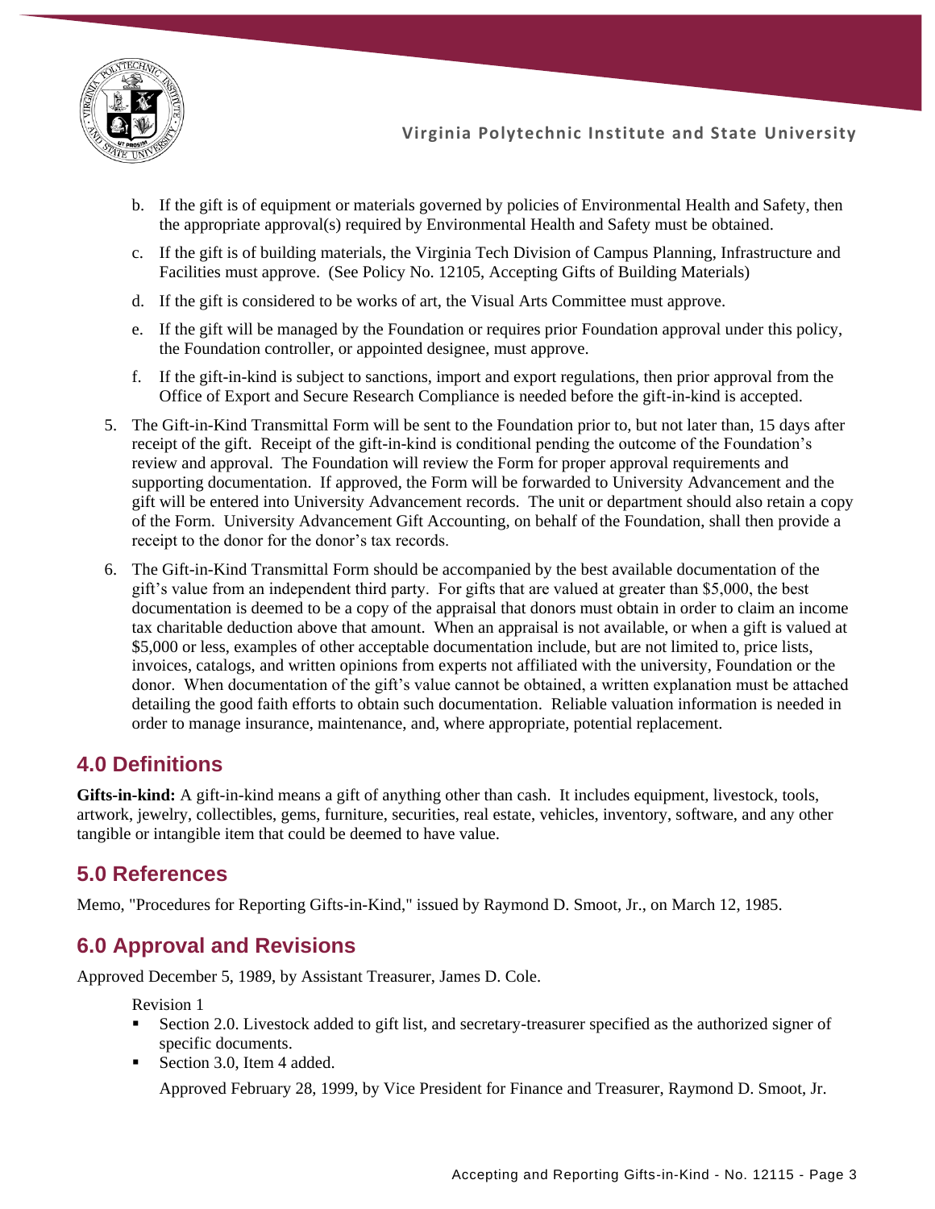b. If the gift is of equipment or materials governed by policies of Environmental Health and Safety, then the appropriate approval(s) required by Environmental Health and Safety must be obtained.

c. If the gift is of building materials, the Virginia Tech Division of Campus Planning, Infrastructure and Facilities must approve. (See Policy No. 12105, Accepting Gifts of Building Materials)

d. If the gift is considered to be works of art, the Visual Arts Committee must approve.

e. If the gift will be managed by the Foundation or requires prior Foundation approval under this policy, the Foundation controller, or appointed designee, must approve.

f. If the gift-in-kind is subject to sanctions, import and export regulations, then prior approval from the Office of Export and Secure Research Compliance is needed before the gift-in-kind is accepted.

5. The Gift-in-Kind Transmittal Form will be sent to the Foundation prior to, but not later than, 15 days after receipt of the gift. Receipt of the gift-in-kind is conditional pending the outcome of the Foundation's review and approval. The Foundation will review the Form for proper approval requirements and supporting documentation. If approved, the Form will be forwarded to University Advancement and the gift will be entered into University Advancement records. The unit or department should also retain a copy of the Form. University Advancement Gift Accounting, on behalf of the Foundation, shall then provide a receipt to the donor for the donor's tax records.

6. The Gift-in-Kind Transmittal Form should be accompanied by the best available documentation of the gift's value from an independent third party. For gifts that are valued at greater than $5,000, the best documentation is deemed to be a copy of the appraisal that donors must obtain in order to claim an income tax charitable deduction above that amount. When an appraisal is not available, or when a gift is valued at $5,000 or less, examples of other acceptable documentation include, but are not limited to, price lists, invoices, catalogs, and written opinions from experts not affiliated with the university, Foundation or the donor. When documentation of the gift's value cannot be obtained, a written explanation must be attached detailing the good faith efforts to obtain such documentation. Reliable valuation information is needed in order to manage insurance, maintenance, and, where appropriate, potential replacement.

## 4.0 Definitions

**Gifts-in-kind:** A gift-in-kind means a gift of anything other than cash. It includes equipment, livestock, tools, artwork, jewelry, collectibles, gems, furniture, securities, real estate, vehicles, inventory, software, and any other tangible or intangible item that could be deemed to have value.

## 5.0 References

Memo, "Procedures for Reporting Gifts-in-Kind," issued by Raymond D. Smoot, Jr., on March 12, 1985.

## 6.0 Approval and Revisions

Approved December 5, 1989, by Assistant Treasurer, James D. Cole.

Revision 1

- Section 2.0. Livestock added to gift list, and secretary-treasurer specified as the authorized signer of specific documents.
- Section 3.0, Item 4 added.

  Approved February 28, 1999, by Vice President for Finance and Treasurer, Raymond D. Smoot, Jr.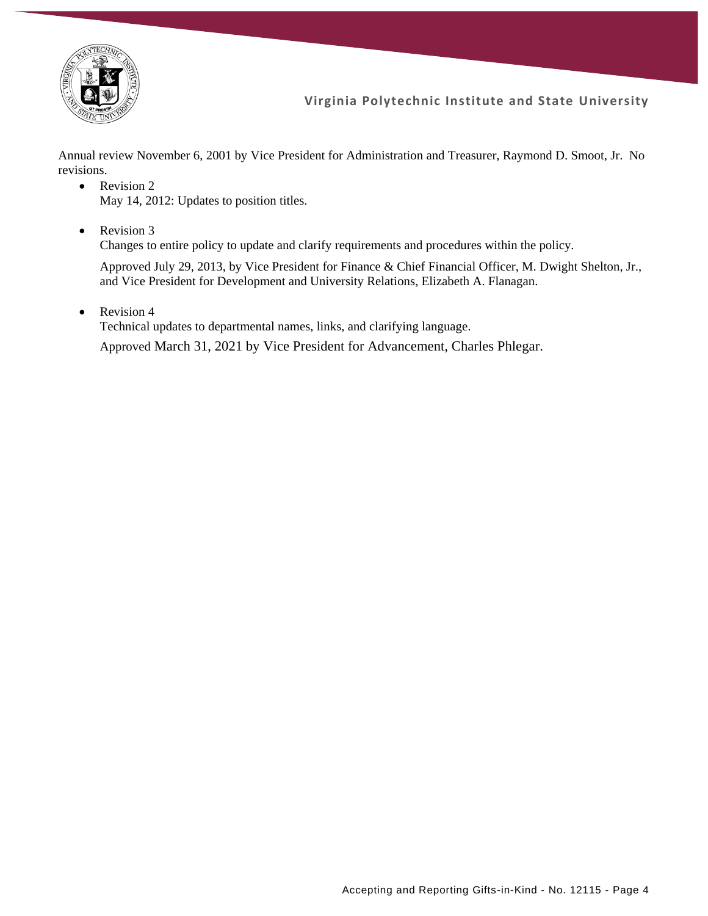Annual review November 6, 2001 by Vice President for Administration and Treasurer, Raymond D. Smoot, Jr. No revisions.

- Revision 2
  May 14, 2012: Updates to position titles.

- Revision 3
  Changes to entire policy to update and clarify requirements and procedures within the policy.

  Approved July 29, 2013, by Vice President for Finance & Chief Financial Officer, M. Dwight Shelton, Jr., and Vice President for Development and University Relations, Elizabeth A. Flanagan.

- Revision 4
  Technical updates to departmental names, links, and clarifying language.

  Approved March 31, 2021 by Vice President for Advancement, Charles Phlegar.